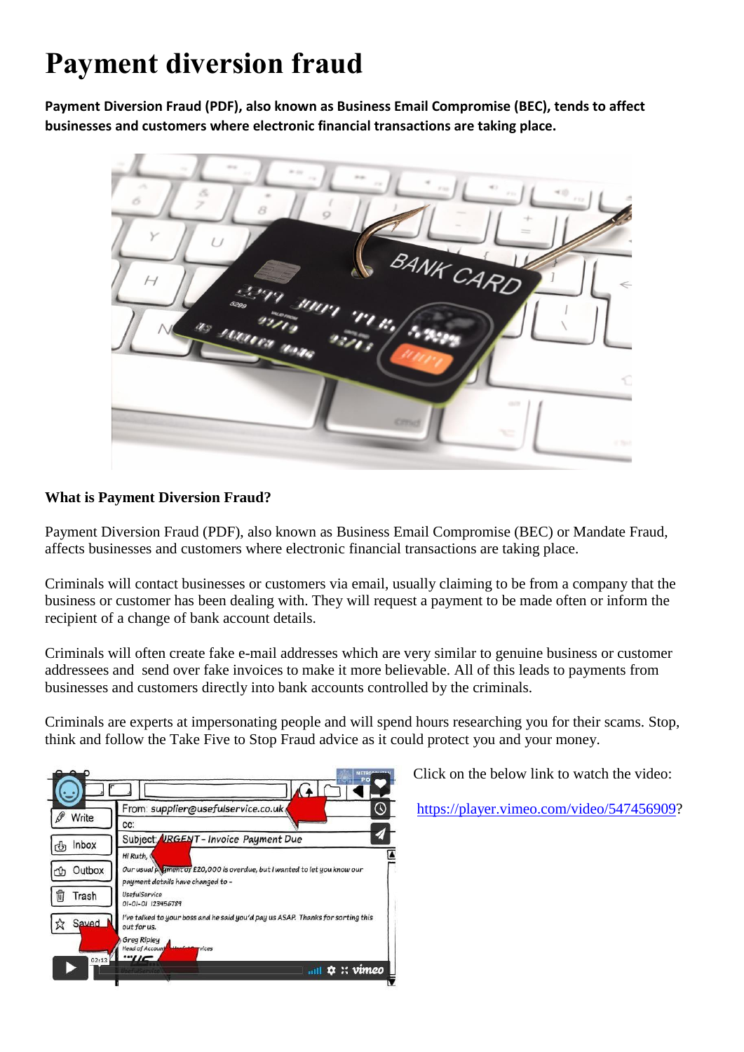# Payment diversion fraud

**Payment Diversion Fraud (PDF), also known as Business Email Compromise (BEC), tends to affect businesses and customers where electronic financial transactions are taking place.**

### What is Payment Diversion Fraud?

Payment Diversion Fraud (PDF), also known as Business Email Compromise (BEC) or Mandate Fraud, affects businesses and customers where electronic financial transactions are taking place.

Criminals will contact businesses or customers via email, usually claiming to be from a company that the business or customer has been dealing with. They will request a payment to be made often or inform the recipient of a change of bank account details.

Criminals will often create fake e-mail addresses which are very similar to genuine business or customer addressees and send over fake invoices to make it more believable. All of this leads to payments from businesses and customers directly into bank accounts controlled by the criminals.

Criminals are experts at impersonating people and will spend hours researching you for their scams. Stop, think and follow the Take Five to Stop Fraud advice as it could protect you and your money.

Click on the below link to watch the video:

https://player.vimeo.com/video/547456909?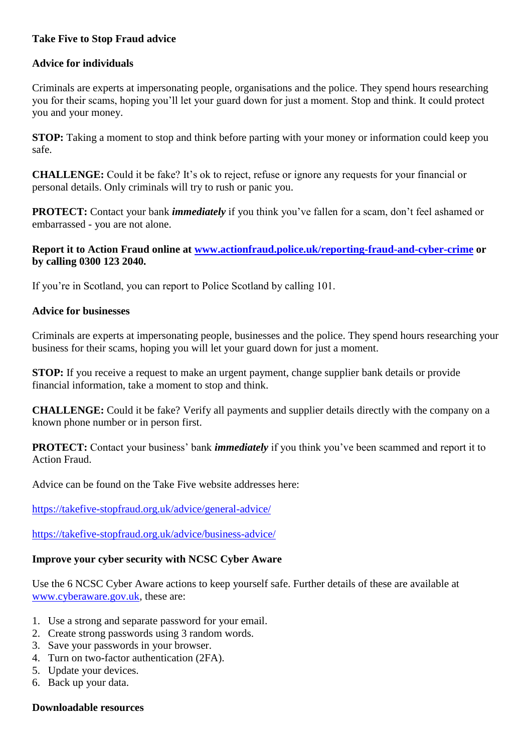**Take Five to Stop Fraud advice**

**Advice for individuals**

Criminals are experts at impersonating people, organisations and the police. They spend hours researching you for their scams, hoping you'll let your guard down for just a moment. Stop and think. It could protect you and your money.

**STOP:** Taking a moment to stop and think before parting with your money or information could keep you safe.

**CHALLENGE:** Could it be fake? It's ok to reject, refuse or ignore any requests for your financial or personal details. Only criminals will try to rush or panic you.

**PROTECT:** Contact your bank ***immediately*** if you think you've fallen for a scam, don't feel ashamed or embarrassed - you are not alone.

**Report it to Action Fraud online at [www.actionfraud.police.uk/reporting-fraud-and-cyber-crime](www.actionfraud.police.uk/reporting-fraud-and-cyber-crime) or by calling 0300 123 2040.**

If you're in Scotland, you can report to Police Scotland by calling 101.

**Advice for businesses**

Criminals are experts at impersonating people, businesses and the police. They spend hours researching your business for their scams, hoping you will let your guard down for just a moment.

**STOP:** If you receive a request to make an urgent payment, change supplier bank details or provide financial information, take a moment to stop and think.

**CHALLENGE:** Could it be fake? Verify all payments and supplier details directly with the company on a known phone number or in person first.

**PROTECT:** Contact your business' bank ***immediately*** if you think you've been scammed and report it to Action Fraud.

Advice can be found on the Take Five website addresses here:

[https://takefive-stopfraud.org.uk/advice/general-advice/](https://takefive-stopfraud.org.uk/advice/general-advice/)

[https://takefive-stopfraud.org.uk/advice/business-advice/](https://takefive-stopfraud.org.uk/advice/business-advice/)

**Improve your cyber security with NCSC Cyber Aware**

Use the 6 NCSC Cyber Aware actions to keep yourself safe. Further details of these are available at [www.cyberaware.gov.uk](www.cyberaware.gov.uk), these are:

1. Use a strong and separate password for your email.
2. Create strong passwords using 3 random words.
3. Save your passwords in your browser.
4. Turn on two-factor authentication (2FA).
5. Update your devices.
6. Back up your data.

**Downloadable resources**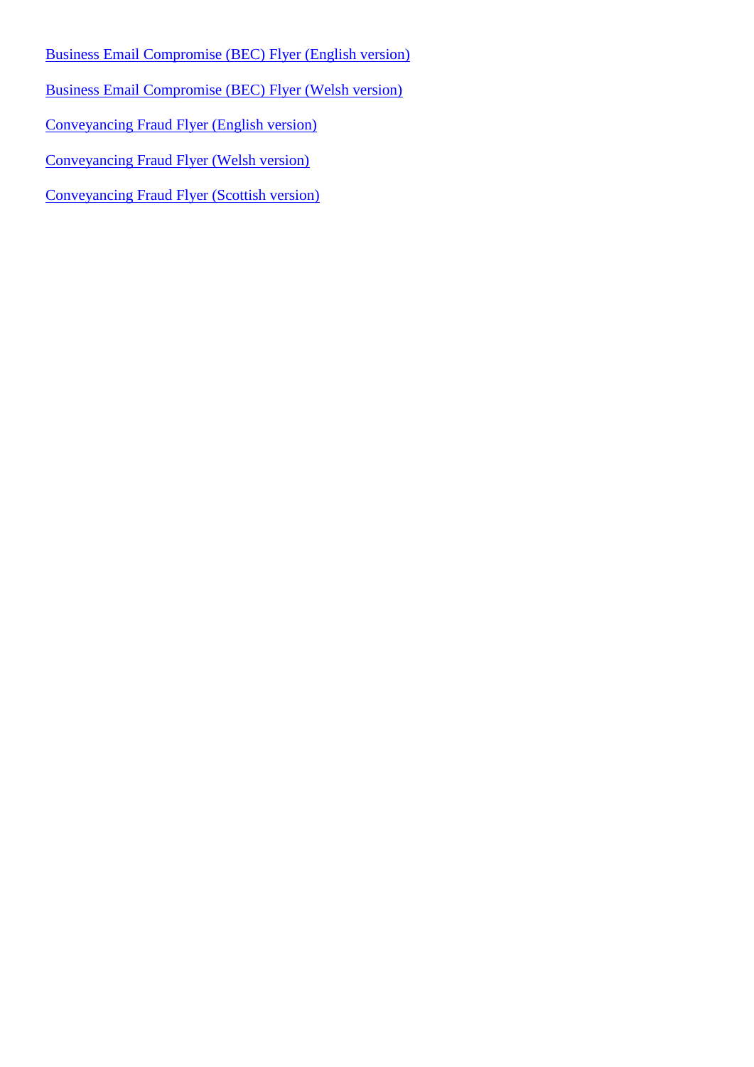Business Email Compromise (BEC) Flyer (English version)

Business Email Compromise (BEC) Flyer (Welsh version)

Conveyancing Fraud Flyer (English version)

Conveyancing Fraud Flyer (Welsh version)

Conveyancing Fraud Flyer (Scottish version)